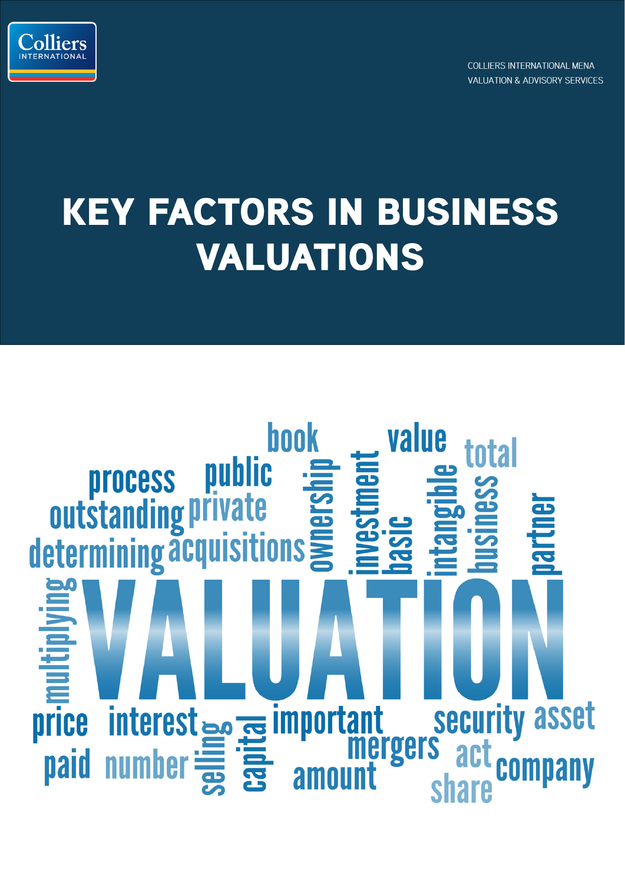COLLIERS INTERNATIONAL MENA
VALUATION & ADVISORY SERVICES

# KEY FACTORS IN BUSINESS VALUATIONS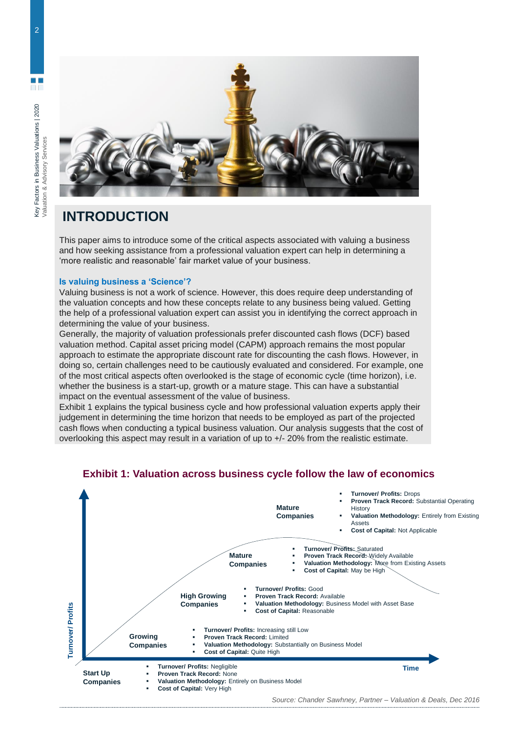# INTRODUCTION

This paper aims to introduce some of the critical aspects associated with valuing a business and how seeking assistance from a professional valuation expert can help in determining a 'more realistic and reasonable' fair market value of your business.

### Is valuing business a 'Science'?

Valuing business is not a work of science. However, this does require deep understanding of the valuation concepts and how these concepts relate to any business being valued. Getting the help of a professional valuation expert can assist you in identifying the correct approach in determining the value of your business.

Generally, the majority of valuation professionals prefer discounted cash flows (DCF) based valuation method. Capital asset pricing model (CAPM) approach remains the most popular approach to estimate the appropriate discount rate for discounting the cash flows. However, in doing so, certain challenges need to be cautiously evaluated and considered. For example, one of the most critical aspects often overlooked is the stage of economic cycle (time horizon), i.e. whether the business is a start-up, growth or a mature stage. This can have a substantial impact on the eventual assessment of the value of business.

Exhibit 1 explains the typical business cycle and how professional valuation experts apply their judgement in determining the time horizon that needs to be employed as part of the projected cash flows when conducting a typical business valuation. Our analysis suggests that the cost of overlooking this aspect may result in a variation of up to +/- 20% from the realistic estimate.

### Exhibit 1: Valuation across business cycle follow the law of economics

**Start Up Companies**
- **Turnover/ Profits:** Negligible
- **Proven Track Record:** None
- **Valuation Methodology:** Entirely on Business Model
- **Cost of Capital:** Very High

**Growing Companies**
- **Turnover/ Profits:** Increasing still Low
- **Proven Track Record:** Limited
- **Valuation Methodology:** Substantially on Business Model
- **Cost of Capital:** Quite High

**High Growing Companies**
- **Turnover/ Profits:** Good
- **Proven Track Record:** Available
- **Valuation Methodology:** Business Model with Asset Base
- **Cost of Capital:** Reasonable

**Mature Companies**
- **Turnover/ Profits:** Saturated
- **Proven Track Record:** Widely Available
- **Valuation Methodology:** More from Existing Assets
- **Cost of Capital:** May be High

**Mature Companies**
- **Turnover/ Profits:** Drops
- **Proven Track Record:** Substantial Operating History
- **Valuation Methodology:** Entirely from Existing Assets
- **Cost of Capital:** Not Applicable

(Axes: Turnover/ Profits; Time)

*Source: Chander Sawhney, Partner – Valuation & Deals, Dec 2016*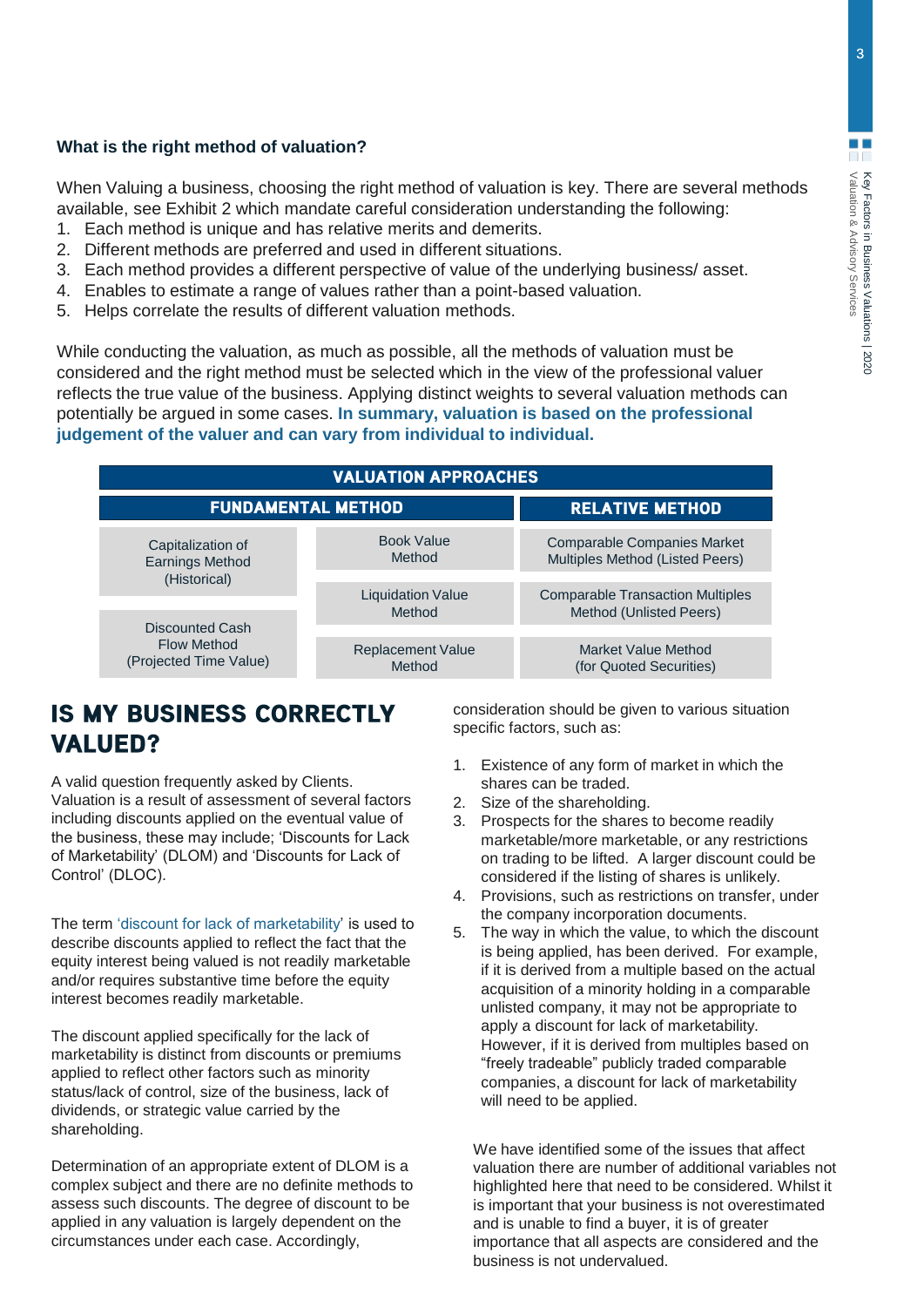### What is the right method of valuation?

When Valuing a business, choosing the right method of valuation is key. There are several methods available, see Exhibit 2 which mandate careful consideration understanding the following:

1. Each method is unique and has relative merits and demerits.
2. Different methods are preferred and used in different situations.
3. Each method provides a different perspective of value of the underlying business/ asset.
4. Enables to estimate a range of values rather than a point-based valuation.
5. Helps correlate the results of different valuation methods.

While conducting the valuation, as much as possible, all the methods of valuation must be considered and the right method must be selected which in the view of the professional valuer reflects the true value of the business. Applying distinct weights to several valuation methods can potentially be argued in some cases. **In summary, valuation is based on the professional judgement of the valuer and can vary from individual to individual.**

| VALUATION APPROACHES | | |
|---|---|---|
| **FUNDAMENTAL METHOD** | | **RELATIVE METHOD** |
| Capitalization of Earnings Method (Historical) | Book Value Method | Comparable Companies Market Multiples Method (Listed Peers) |
| | Liquidation Value Method | Comparable Transaction Multiples Method (Unlisted Peers) |
| Discounted Cash Flow Method (Projected Time Value) | Replacement Value Method | Market Value Method (for Quoted Securities) |

## IS MY BUSINESS CORRECTLY VALUED?

A valid question frequently asked by Clients. Valuation is a result of assessment of several factors including discounts applied on the eventual value of the business, these may include; 'Discounts for Lack of Marketability' (DLOM) and 'Discounts for Lack of Control' (DLOC).

The term 'discount for lack of marketability' is used to describe discounts applied to reflect the fact that the equity interest being valued is not readily marketable and/or requires substantive time before the equity interest becomes readily marketable.

The discount applied specifically for the lack of marketability is distinct from discounts or premiums applied to reflect other factors such as minority status/lack of control, size of the business, lack of dividends, or strategic value carried by the shareholding.

Determination of an appropriate extent of DLOM is a complex subject and there are no definite methods to assess such discounts. The degree of discount to be applied in any valuation is largely dependent on the circumstances under each case. Accordingly, consideration should be given to various situation specific factors, such as:

1. Existence of any form of market in which the shares can be traded.
2. Size of the shareholding.
3. Prospects for the shares to become readily marketable/more marketable, or any restrictions on trading to be lifted. A larger discount could be considered if the listing of shares is unlikely.
4. Provisions, such as restrictions on transfer, under the company incorporation documents.
5. The way in which the value, to which the discount is being applied, has been derived. For example, if it is derived from a multiple based on the actual acquisition of a minority holding in a comparable unlisted company, it may not be appropriate to apply a discount for lack of marketability. However, if it is derived from multiples based on "freely tradeable" publicly traded comparable companies, a discount for lack of marketability will need to be applied.

We have identified some of the issues that affect valuation there are number of additional variables not highlighted here that need to be considered. Whilst it is important that your business is not overestimated and is unable to find a buyer, it is of greater importance that all aspects are considered and the business is not undervalued.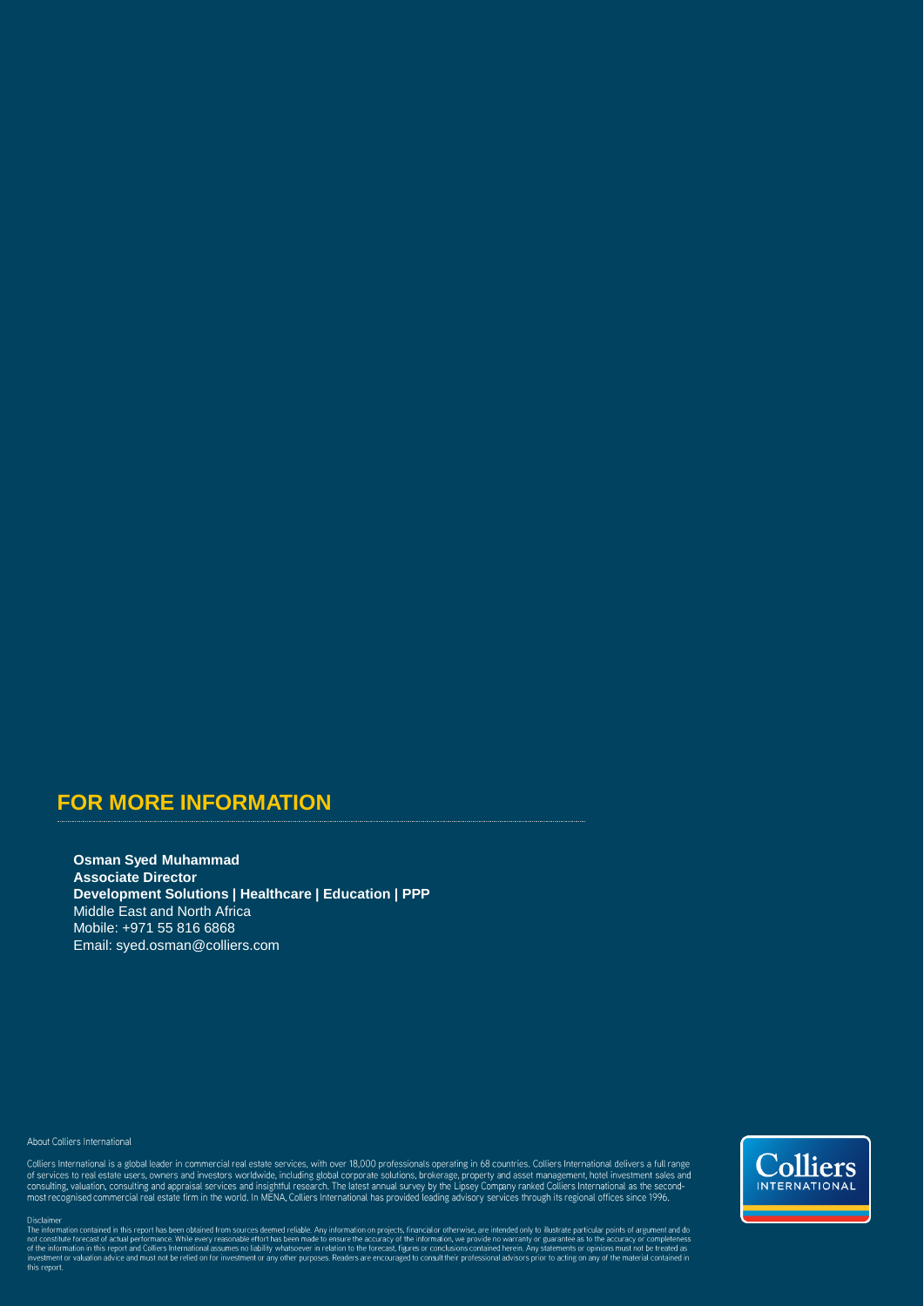## FOR MORE INFORMATION

**Osman Syed Muhammad**
**Associate Director**
**Development Solutions | Healthcare | Education | PPP**
Middle East and North Africa
Mobile: +971 55 816 6868
Email: syed.osman@colliers.com

About Colliers International

Colliers International is a global leader in commercial real estate services, with over 18,000 professionals operating in 68 countries. Colliers International delivers a full range of services to real estate users, owners and investors worldwide, including global corporate solutions, brokerage, property and asset management, hotel investment sales and consulting, valuation, consulting and appraisal services and insightful research. The latest annual survey by the Lipsey Company ranked Colliers International as the second-most recognised commercial real estate firm in the world. In MENA, Colliers International has provided leading advisory services through its regional offices since 1996.

Disclaimer
The information contained in this report has been obtained from sources deemed reliable. Any information on projects, financial or otherwise, are intended only to illustrate particular points of argument and do not constitute forecast of actual performance. While every reasonable effort has been made to ensure the accuracy of the information, we provide no warranty or guarantee as to the accuracy or completeness of the information in this report and Colliers International assumes no liability whatsoever in relation to the forecast, figures or conclusions contained herein. Any statements or opinions must not be treated as investment or valuation advice and must not be relied on for investment or any other purposes. Readers are encouraged to consult their professional advisors prior to acting on any of the material contained in this report.

Colliers INTERNATIONAL